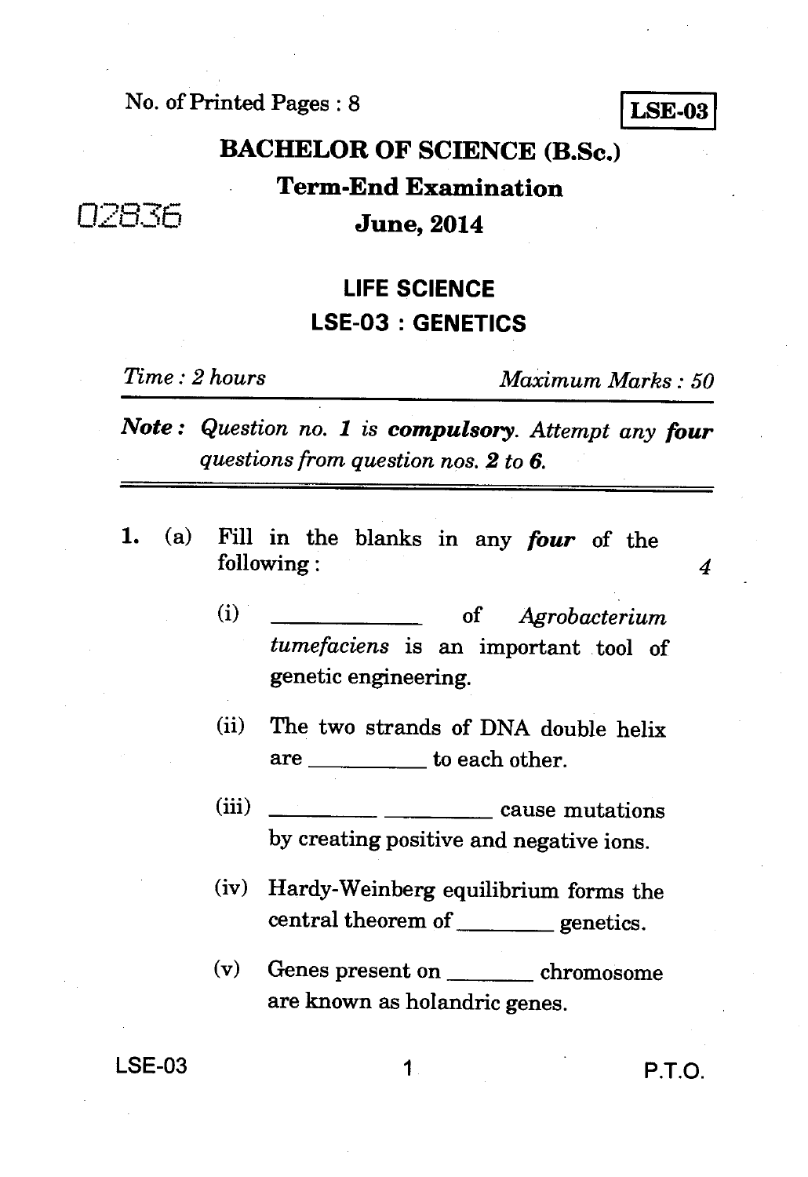No. of Printed Pages : 8

**LSE-03**

# BACHELOR OF SCIENCE (B.Sc.)

## Term-End Examination

02836

## June, 2014

## LIFE SCIENCE

## LSE-03 : GENETICS

*Time : 2 hours* *Maximum Marks : 50*

***Note :*** *Question no.* ***1*** *is* ***compulsory****. Attempt any* ***four*** *questions from question nos.* ***2*** *to* ***6****.*

1. (a) Fill in the blanks in any ***four*** of the following : 4

   (i) __________ of *Agrobacterium tumefaciens* is an important tool of genetic engineering.

   (ii) The two strands of DNA double helix are __________ to each other.

   (iii) __________ __________ cause mutations by creating positive and negative ions.

   (iv) Hardy-Weinberg equilibrium forms the central theorem of __________ genetics.

   (v) Genes present on __________ chromosome are known as holandric genes.

P.T.O.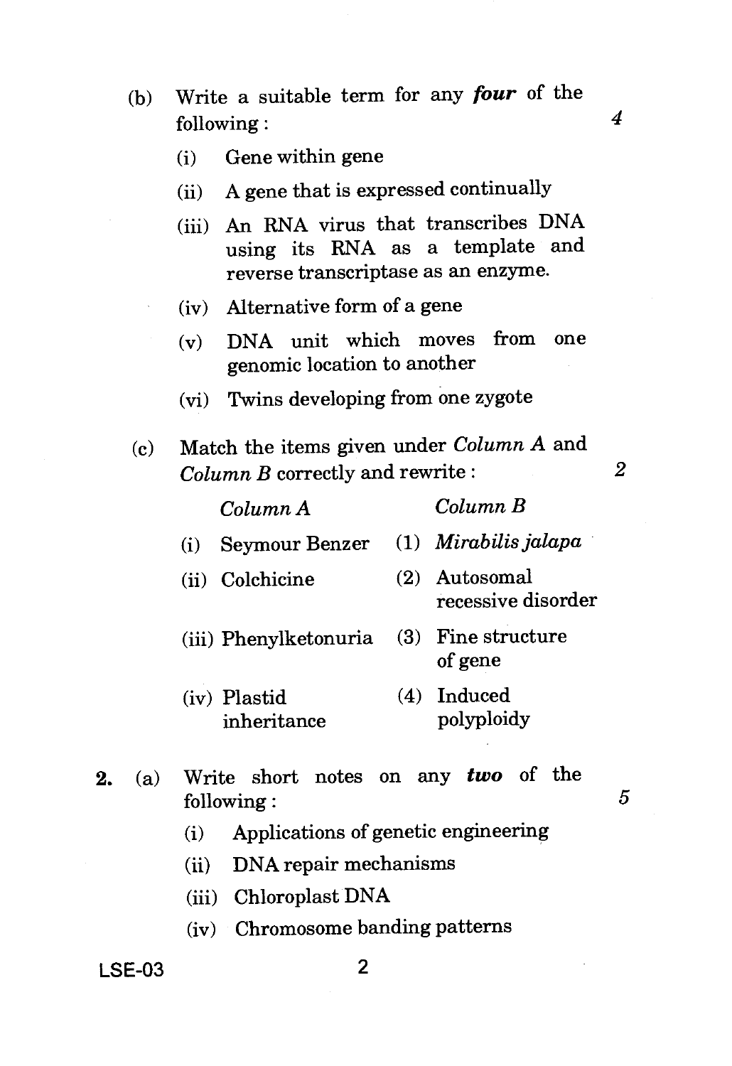(b) Write a suitable term for any ***four*** of the following : *4*

(i) Gene within gene

(ii) A gene that is expressed continually

(iii) An RNA virus that transcribes DNA using its RNA as a template and reverse transcriptase as an enzyme.

(iv) Alternative form of a gene

(v) DNA unit which moves from one genomic location to another

(vi) Twins developing from one zygote

(c) Match the items given under *Column A* and *Column B* correctly and rewrite : *2*

| *Column A* | *Column B* |
|---|---|
| (i) Seymour Benzer | (1) *Mirabilis jalapa* |
| (ii) Colchicine | (2) Autosomal recessive disorder |
| (iii) Phenylketonuria | (3) Fine structure of gene |
| (iv) Plastid inheritance | (4) Induced polyploidy |

**2.** (a) Write short notes on any ***two*** of the following : *5*

(i) Applications of genetic engineering

(ii) DNA repair mechanisms

(iii) Chloroplast DNA

(iv) Chromosome banding patterns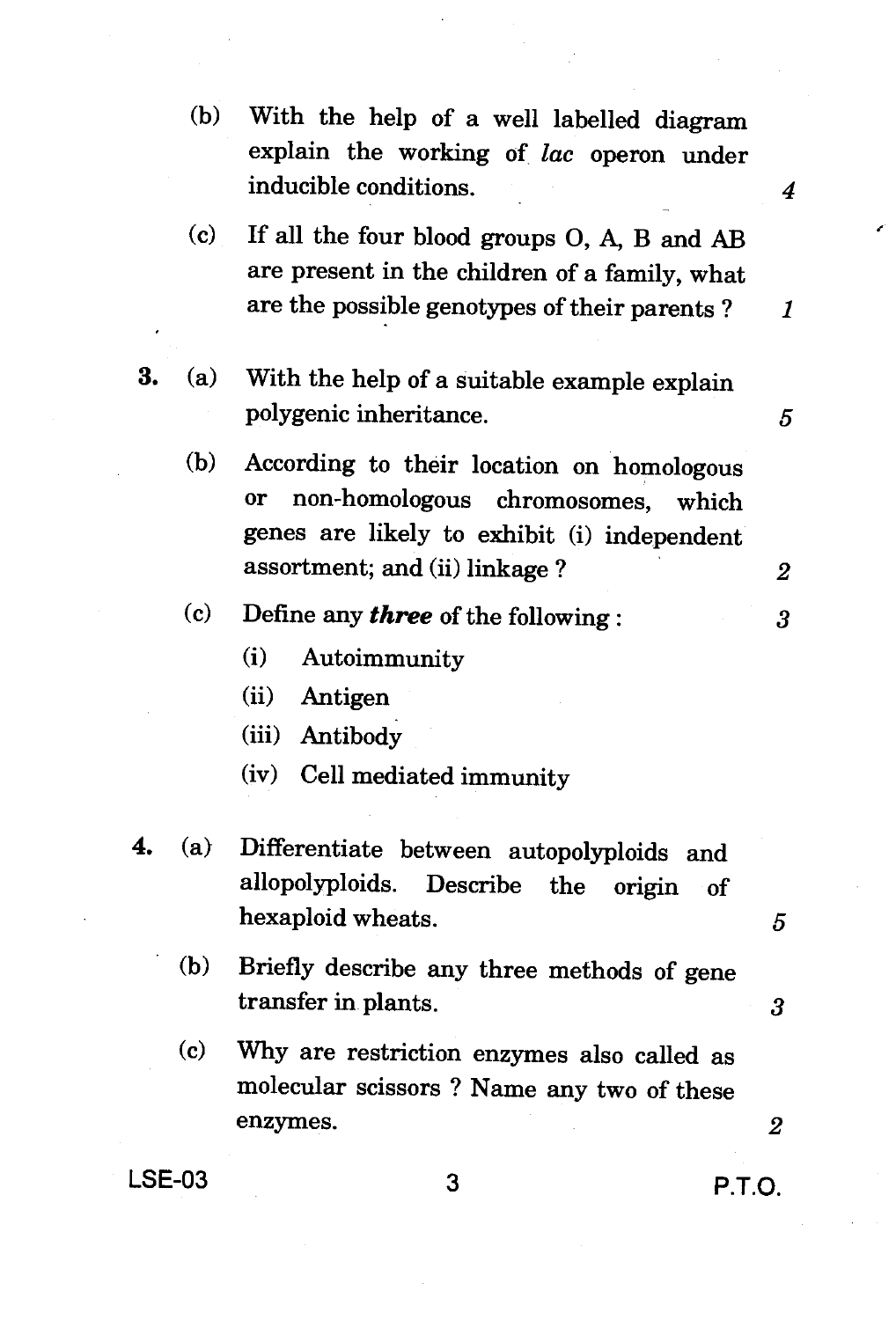(b) With the help of a well labelled diagram explain the working of *lac* operon under inducible conditions. 4

(c) If all the four blood groups O, A, B and AB are present in the children of a family, what are the possible genotypes of their parents ? 1

3. (a) With the help of a suitable example explain polygenic inheritance. 5

(b) According to their location on homologous or non-homologous chromosomes, which genes are likely to exhibit (i) independent assortment; and (ii) linkage ? 2

(c) Define any ***three*** of the following : 3

   (i) Autoimmunity

   (ii) Antigen

   (iii) Antibody

   (iv) Cell mediated immunity

4. (a) Differentiate between autopolyploids and allopolyploids. Describe the origin of hexaploid wheats. 5

(b) Briefly describe any three methods of gene transfer in plants. 3

(c) Why are restriction enzymes also called as molecular scissors ? Name any two of these enzymes. 2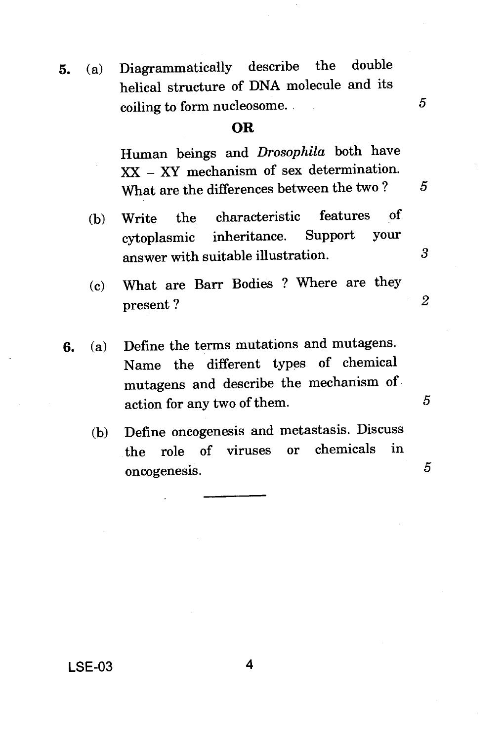5. (a) Diagrammatically describe the double helical structure of DNA molecule and its coiling to form nucleosome. 5

**OR**

Human beings and *Drosophila* both have XX – XY mechanism of sex determination. What are the differences between the two ? 5

(b) Write the characteristic features of cytoplasmic inheritance. Support your answer with suitable illustration. 3

(c) What are Barr Bodies ? Where are they present ? 2

6. (a) Define the terms mutations and mutagens. Name the different types of chemical mutagens and describe the mechanism of action for any two of them. 5

(b) Define oncogenesis and metastasis. Discuss the role of viruses or chemicals in oncogenesis. 5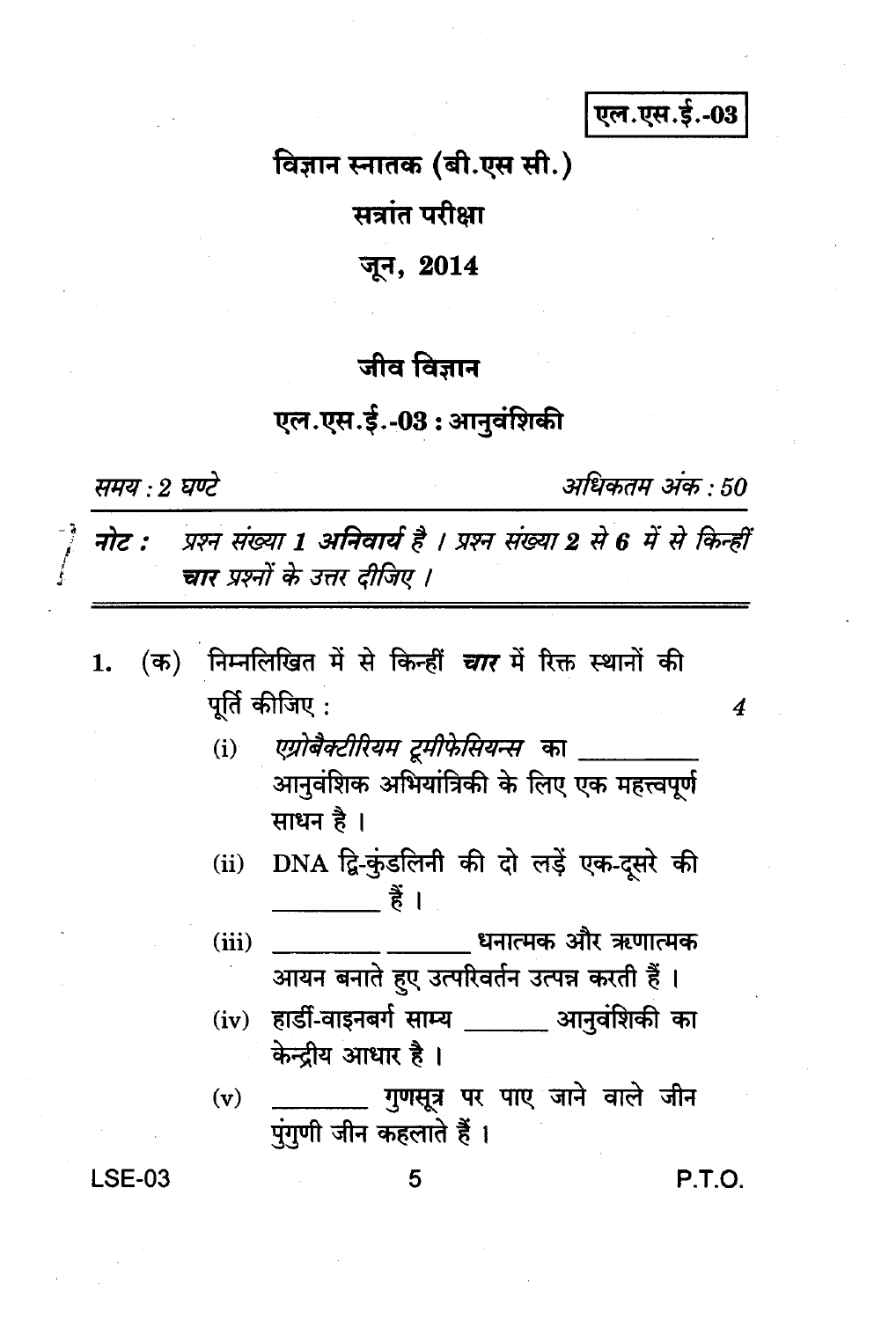एल.एस.ई.-03

# विज्ञान स्नातक (बी.एस सी.)

## सत्रांत परीक्षा

## जून, 2014

# जीव विज्ञान

## एल.एस.ई.-03 : आनुवंशिकी

*समय : 2 घण्टे* *अधिकतम अंक : 50*

***नोट :*** *प्रश्न संख्या **1** अनिवार्य है । प्रश्न संख्या **2** से **6** में से किन्हीं **चार** प्रश्नों के उत्तर दीजिए ।*

---

1. (क) निम्नलिखित में से किन्हीं ***चार*** में रिक्त स्थानों की पूर्ति कीजिए : 4

   (i) *एग्रोबैक्टीरियम ट्यूमीफेसियन्स* का \_\_\_\_\_\_\_\_\_ आनुवंशिक अभियांत्रिकी के लिए एक महत्त्वपूर्ण साधन है ।

   (ii) DNA द्वि-कुंडलिनी की दो लड़ें एक-दूसरे की \_\_\_\_\_\_\_\_\_ हैं ।

   (iii) \_\_\_\_\_\_\_\_\_ \_\_\_\_\_\_\_ धनात्मक और ऋणात्मक आयन बनाते हुए उत्परिवर्तन उत्पन्न करती हैं ।

   (iv) हार्डी-वाइनबर्ग साम्य \_\_\_\_\_\_\_ आनुवंशिकी का केन्द्रीय आधार है ।

   (v) \_\_\_\_\_\_\_\_ गुणसूत्र पर पाए जाने वाले जीन पुंगुणी जीन कहलाते हैं ।

LSE-03 P.T.O.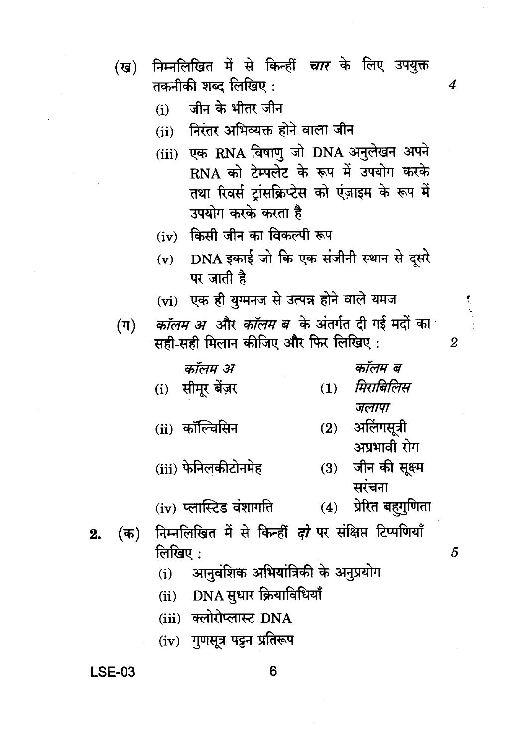(ख) निम्नलिखित में से किन्हीं ***चार*** के लिए उपयुक्त तकनीकी शब्द लिखिए : 4

(i) जीन के भीतर जीन

(ii) निरंतर अभिव्यक्त होने वाला जीन

(iii) एक RNA विषाणु जो DNA अनुलेखन अपने RNA को टेम्पलेट के रूप में उपयोग करके तथा रिवर्स ट्रांसक्रिप्टेस को एंज़ाइम के रूप में उपयोग करके करता है

(iv) किसी जीन का विकल्पी रूप

(v) DNA इकाई जो कि एक संजीनी स्थान से दूसरे पर जाती है

(vi) एक ही युग्मनज से उत्पन्न होने वाले यमज

(ग) *कॉलम अ* और *कॉलम ब* के अंतर्गत दी गई मदों का सही-सही मिलान कीजिए और फिर लिखिए : 2

| *कॉलम अ* | *कॉलम ब* |
|---|---|
| (i) सीमूर बेंज़र | (1) *मिराबिलिस जलापा* |
| (ii) कॉल्चिसिन | (2) अलिंगसूत्री अप्रभावी रोग |
| (iii) फेनिलकीटोनमेह | (3) जीन की सूक्ष्म सरंचना |
| (iv) प्लास्टिड वंशागति | (4) प्रेरित बहुगुणिता |

2\. (क) निम्नलिखित में से किन्हीं ***दो*** पर संक्षिप्त टिप्पणियाँ लिखिए : 5

(i) आनुवंशिक अभियांत्रिकी के अनुप्रयोग

(ii) DNA सुधार क्रियाविधियाँ

(iii) क्लोरोप्लास्ट DNA

(iv) गुणसूत्र पट्टन प्रतिरूप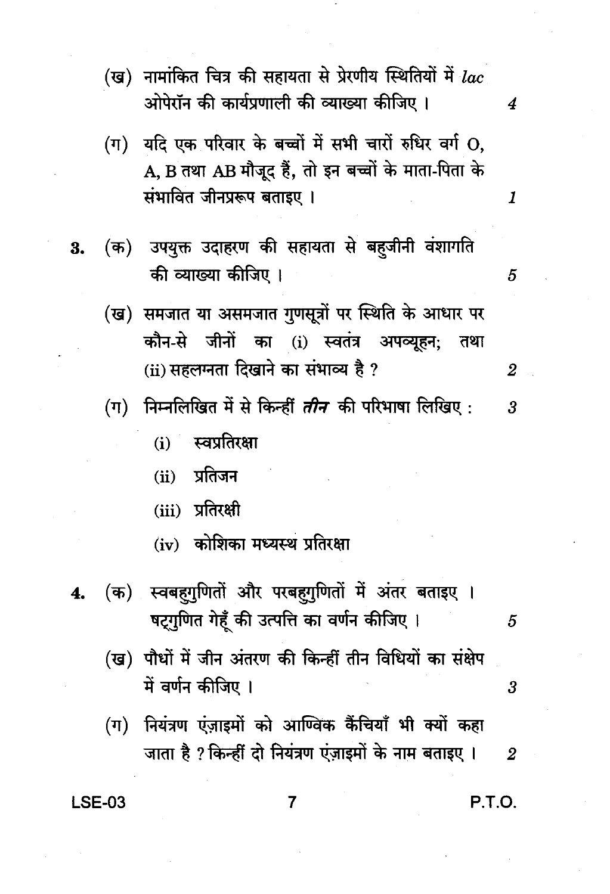(ख) नामांकित चित्र की सहायता से प्रेरणीय स्थितियों में *lac* ओपेरॉन की कार्यप्रणाली की व्याख्या कीजिए । 4

(ग) यदि एक परिवार के बच्चों में सभी चारों रुधिर वर्ग O, A, B तथा AB मौजूद हैं, तो इन बच्चों के माता-पिता के संभावित जीनप्ररूप बताइए । 1

3. (क) उपयुक्त उदाहरण की सहायता से बहुजीनी वंशागति की व्याख्या कीजिए । 5

(ख) समजात या असमजात गुणसूत्रों पर स्थिति के आधार पर कौन-से जीनों का (i) स्वतंत्र अपव्यूहन; तथा (ii) सहलग्नता दिखाने का संभाव्य है ? 2

(ग) निम्नलिखित में से किन्हीं ***तीन*** की परिभाषा लिखिए : 3

(i) स्वप्रतिरक्षा

(ii) प्रतिजन

(iii) प्रतिरक्षी

(iv) कोशिका मध्यस्थ प्रतिरक्षा

4. (क) स्वबहुगुणितों और परबहुगुणितों में अंतर बताइए । षट्गुणित गेहूँ की उत्पत्ति का वर्णन कीजिए । 5

(ख) पौधों में जीन अंतरण की किन्हीं तीन विधियों का संक्षेप में वर्णन कीजिए । 3

(ग) नियंत्रण एंज़ाइमों को आण्विक कैंचियाँ भी क्यों कहा जाता है ? किन्हीं दो नियंत्रण एंज़ाइमों के नाम बताइए । 2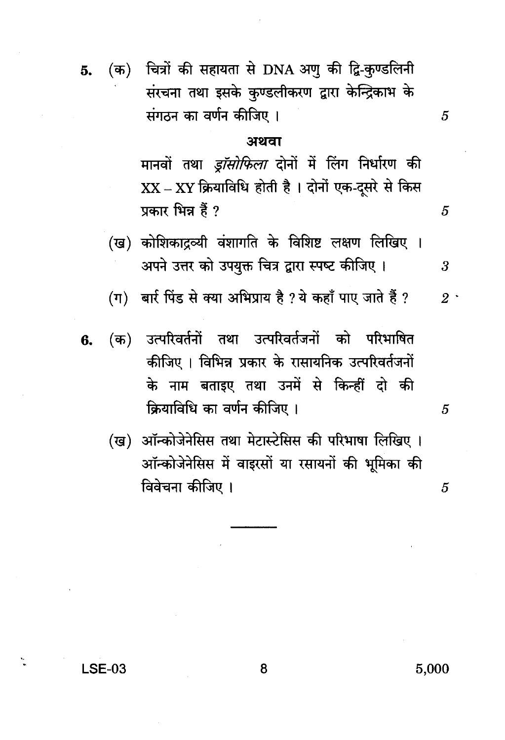5. (क) चित्रों की सहायता से DNA अणु की द्वि-कुण्डलिनी संरचना तथा इसके कुण्डलीकरण द्वारा केन्द्रिकाभ के संगठन का वर्णन कीजिए । 5

**अथवा**

मानवों तथा *ड्रॉसोफिला* दोनों में लिंग निर्धारण की XX – XY क्रियाविधि होती है । दोनों एक-दूसरे से किस प्रकार भिन्न हैं ? 5

(ख) कोशिकाद्रव्यी वंशागति के विशिष्ट लक्षण लिखिए । अपने उत्तर को उपयुक्त चित्र द्वारा स्पष्ट कीजिए । 3

(ग) बार्र पिंड से क्या अभिप्राय है ? ये कहाँ पाए जाते हैं ? 2

6. (क) उत्परिवर्तनों तथा उत्परिवर्तजनों को परिभाषित कीजिए । विभिन्न प्रकार के रासायनिक उत्परिवर्तजनों के नाम बताइए तथा उनमें से किन्हीं दो की क्रियाविधि का वर्णन कीजिए । 5

(ख) ऑन्कोजेनेसिस तथा मेटास्टेसिस की परिभाषा लिखिए । ऑन्कोजेनेसिस में वाइरसों या रसायनों की भूमिका की विवेचना कीजिए । 5

---

LSE-03 5,000